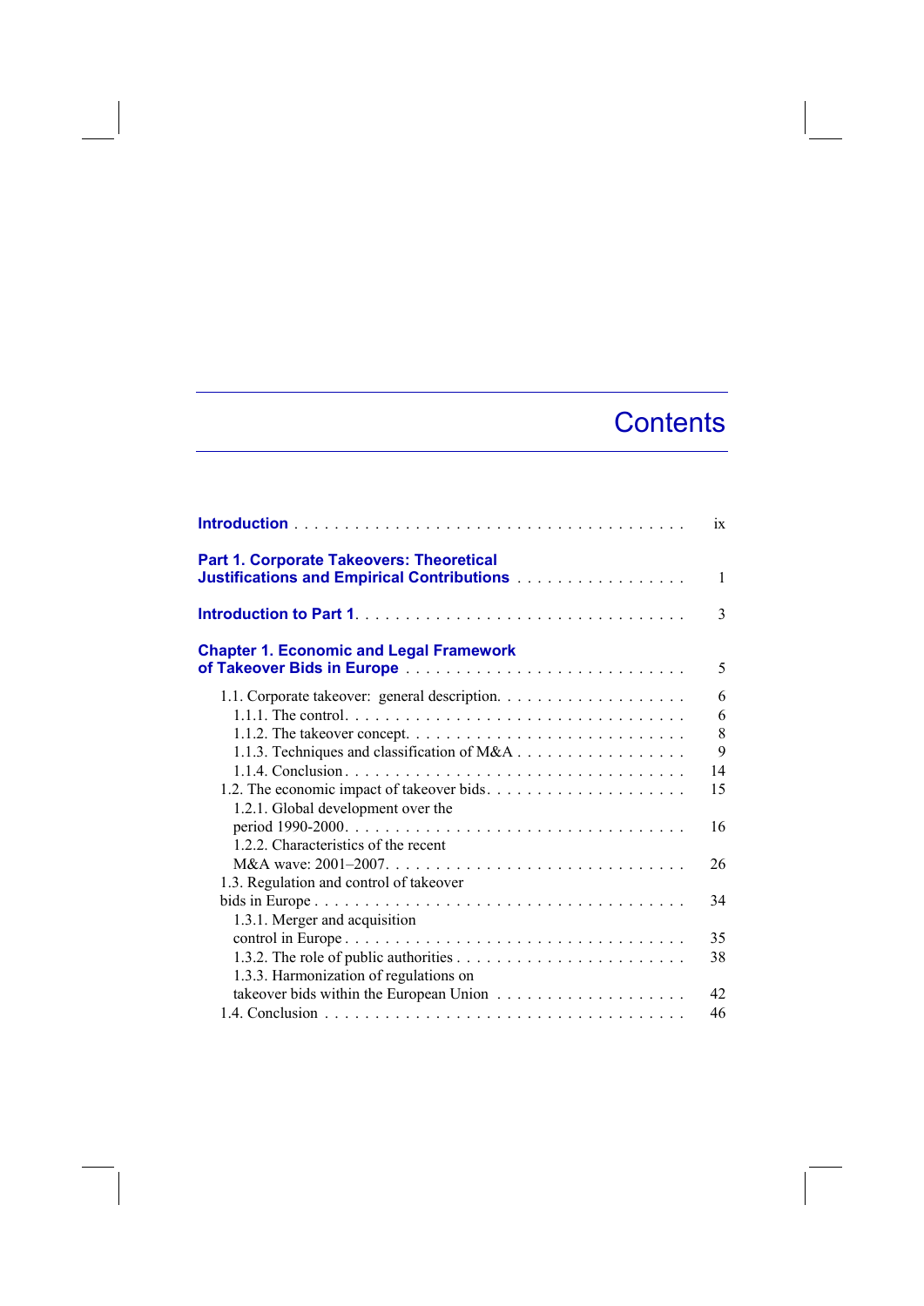# Contents

**Introduction** . . . . . . . . . . . . . . . . . . . . . . . . . . . . . . . . . . . . . . ix

**Part 1. Corporate Takeovers: Theoretical Justifications and Empirical Contributions** . . . . . . . . . . . . . . . . . 1

**Introduction to Part 1**. . . . . . . . . . . . . . . . . . . . . . . . . . . . . . . . 3

**Chapter 1. Economic and Legal Framework of Takeover Bids in Europe** . . . . . . . . . . . . . . . . . . . . . . . . . . . 5

- 1.1. Corporate takeover: general description. . . . . . . . . . . . . . . . . . . 6
  - 1.1.1. The control. . . . . . . . . . . . . . . . . . . . . . . . . . . . . . . . 6
  - 1.1.2. The takeover concept. . . . . . . . . . . . . . . . . . . . . . . . . . . 8
  - 1.1.3. Techniques and classification of M&A . . . . . . . . . . . . . . . . . 9
  - 1.1.4. Conclusion . . . . . . . . . . . . . . . . . . . . . . . . . . . . . . . . 14
- 1.2. The economic impact of takeover bids. . . . . . . . . . . . . . . . . . . . 15
  - 1.2.1. Global development over the period 1990-2000. . . . . . . . . . . . . . . . . . . . . . . . . . . . . . . 16
  - 1.2.2. Characteristics of the recent M&A wave: 2001–2007. . . . . . . . . . . . . . . . . . . . . . . . . . . . 26
- 1.3. Regulation and control of takeover bids in Europe . . . . . . . . . . . . . . . . . . . . . . . . . . . . . . . . . . . 34
  - 1.3.1. Merger and acquisition control in Europe . . . . . . . . . . . . . . . . . . . . . . . . . . . . . . . 35
  - 1.3.2. The role of public authorities . . . . . . . . . . . . . . . . . . . . . . . 38
  - 1.3.3. Harmonization of regulations on takeover bids within the European Union . . . . . . . . . . . . . . . . . . . 42
- 1.4. Conclusion . . . . . . . . . . . . . . . . . . . . . . . . . . . . . . . . . . . 46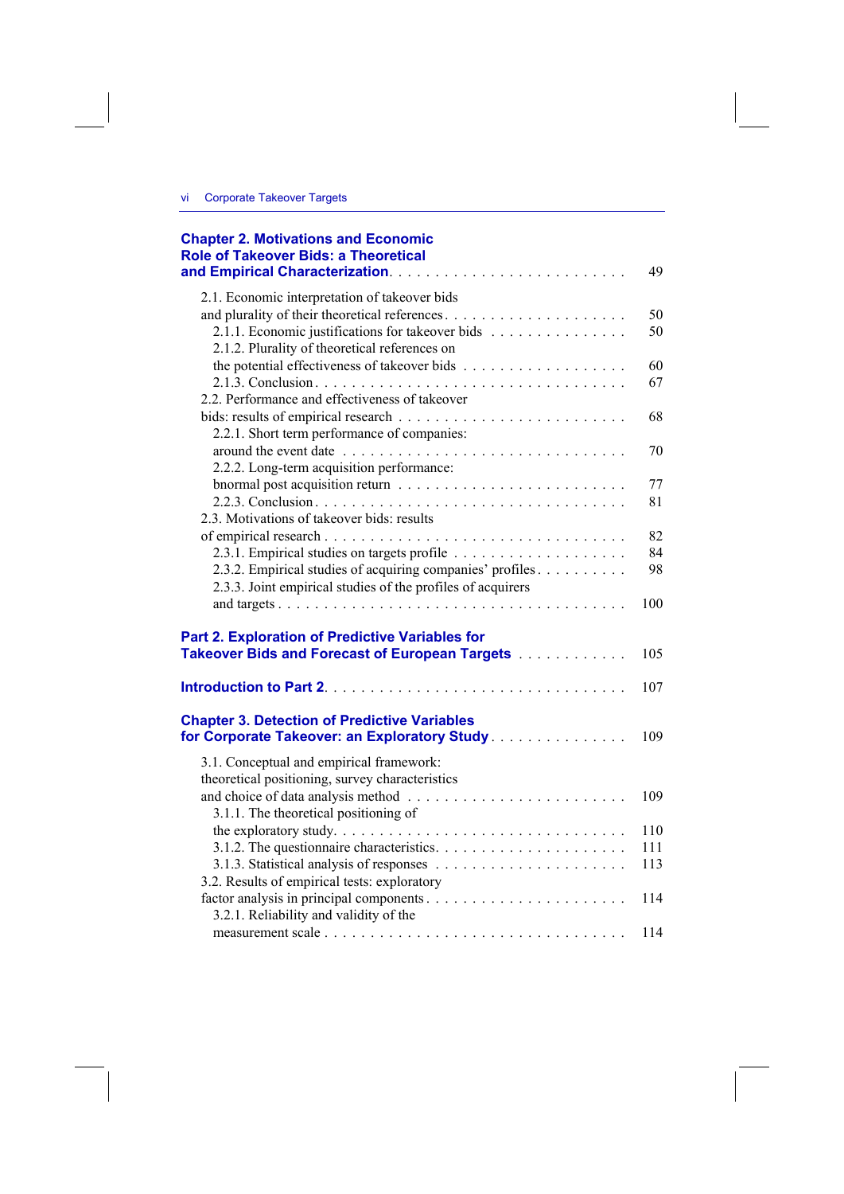**Chapter 2. Motivations and Economic Role of Takeover Bids: a Theoretical and Empirical Characterization** . . . . . . . . . . 49

2.1. Economic interpretation of takeover bids and plurality of their theoretical references . . . . . . . . . . 50
  2.1.1. Economic justifications for takeover bids . . . . . . . . . . 50
  2.1.2. Plurality of theoretical references on the potential effectiveness of takeover bids . . . . . . . . . . 60
  2.1.3. Conclusion . . . . . . . . . . 67
2.2. Performance and effectiveness of takeover bids: results of empirical research . . . . . . . . . . 68
  2.2.1. Short term performance of companies: around the event date . . . . . . . . . . 70
  2.2.2. Long-term acquisition performance: bnormal post acquisition return . . . . . . . . . . 77
  2.2.3. Conclusion . . . . . . . . . . 81
2.3. Motivations of takeover bids: results of empirical research . . . . . . . . . . 82
  2.3.1. Empirical studies on targets profile . . . . . . . . . . 84
  2.3.2. Empirical studies of acquiring companies' profiles . . . . . . . . . . 98
  2.3.3. Joint empirical studies of the profiles of acquirers and targets . . . . . . . . . . 100

**Part 2. Exploration of Predictive Variables for Takeover Bids and Forecast of European Targets** . . . . . . . . . . 105

**Introduction to Part 2** . . . . . . . . . . 107

**Chapter 3. Detection of Predictive Variables for Corporate Takeover: an Exploratory Study** . . . . . . . . . . 109

3.1. Conceptual and empirical framework: theoretical positioning, survey characteristics and choice of data analysis method . . . . . . . . . . 109
  3.1.1. The theoretical positioning of the exploratory study . . . . . . . . . . 110
  3.1.2. The questionnaire characteristics . . . . . . . . . . 111
  3.1.3. Statistical analysis of responses . . . . . . . . . . 113
3.2. Results of empirical tests: exploratory factor analysis in principal components . . . . . . . . . . 114
  3.2.1. Reliability and validity of the measurement scale . . . . . . . . . . 114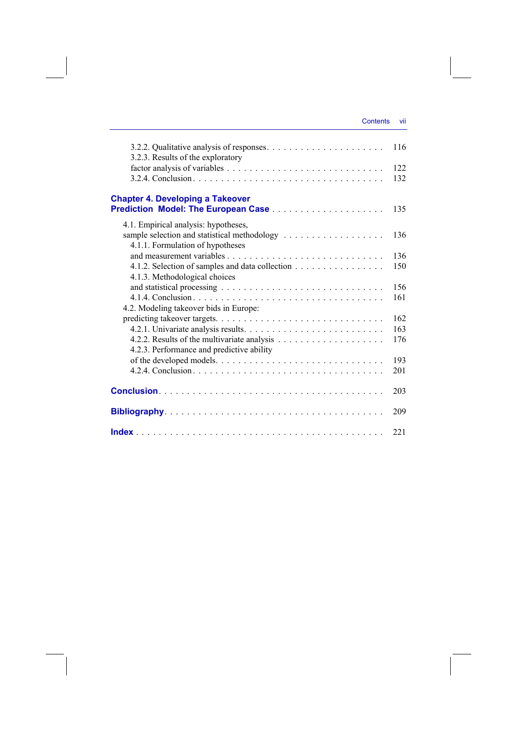3.2.2. Qualitative analysis of responses . . . . . . . . . . . . . . . . . . . . . 116
3.2.3. Results of the exploratory factor analysis of variables . . . . . . . . . . . . . . . . . . . . . . . . . . . 122
3.2.4. Conclusion . . . . . . . . . . . . . . . . . . . . . . . . . . . . . . . . . 132

**Chapter 4. Developing a Takeover Prediction Model: The European Case** . . . . . . . . . . . . . . . . . . . . 135

4.1. Empirical analysis: hypotheses, sample selection and statistical methodology . . . . . . . . . . . . . . . . . . 136
4.1.1. Formulation of hypotheses and measurement variables . . . . . . . . . . . . . . . . . . . . . . . . . . . 136
4.1.2. Selection of samples and data collection . . . . . . . . . . . . . . . . 150
4.1.3. Methodological choices and statistical processing . . . . . . . . . . . . . . . . . . . . . . . . . . . . 156
4.1.4. Conclusion . . . . . . . . . . . . . . . . . . . . . . . . . . . . . . . . . 161
4.2. Modeling takeover bids in Europe: predicting takeover targets . . . . . . . . . . . . . . . . . . . . . . . . . . . . 162
4.2.1. Univariate analysis results . . . . . . . . . . . . . . . . . . . . . . . . 163
4.2.2. Results of the multivariate analysis . . . . . . . . . . . . . . . . . . . 176
4.2.3. Performance and predictive ability of the developed models . . . . . . . . . . . . . . . . . . . . . . . . . . . 193
4.2.4. Conclusion . . . . . . . . . . . . . . . . . . . . . . . . . . . . . . . . . 201

**Conclusion** . . . . . . . . . . . . . . . . . . . . . . . . . . . . . . . . . . . . . 203

**Bibliography** . . . . . . . . . . . . . . . . . . . . . . . . . . . . . . . . . . . . 209

**Index** . . . . . . . . . . . . . . . . . . . . . . . . . . . . . . . . . . . . . . . 221